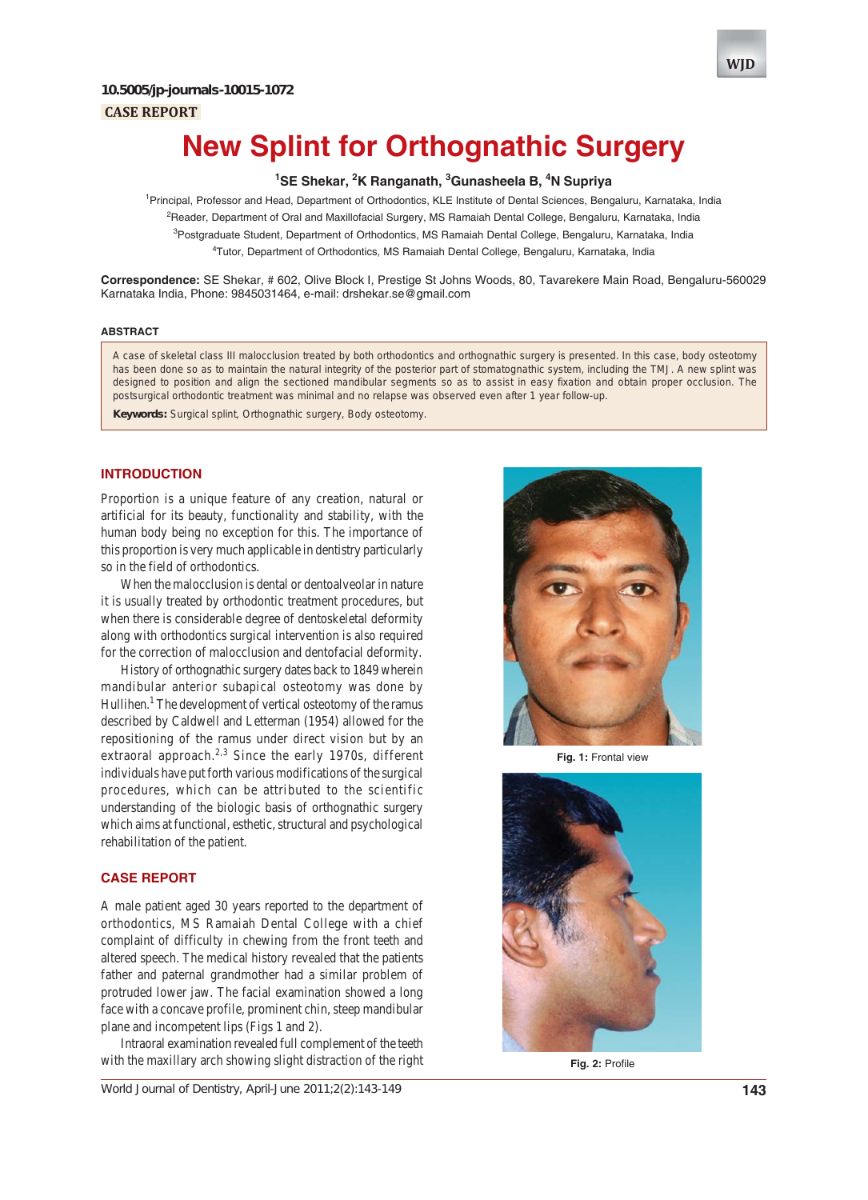10.5005/jp-journals-10015-1072

CASE REPORT

# New Splint for Orthognathic Surgery

[1]SE Shekar, [2]K Ranganath, [3]Gunasheela B, [4]N Supriya

[1]Principal, Professor and Head, Department of Orthodontics, KLE Institute of Dental Sciences, Bengaluru, Karnataka, India

[2]Reader, Department of Oral and Maxillofacial Surgery, MS Ramaiah Dental College, Bengaluru, Karnataka, India

[3]Postgraduate Student, Department of Orthodontics, MS Ramaiah Dental College, Bengaluru, Karnataka, India

[4]Tutor, Department of Orthodontics, MS Ramaiah Dental College, Bengaluru, Karnataka, India

**Correspondence:** SE Shekar, # 602, Olive Block I, Prestige St Johns Woods, 80, Tavarekere Main Road, Bengaluru-560029 Karnataka India, Phone: 9845031464, e-mail: drshekar.se@gmail.com

## ABSTRACT

A case of skeletal class III malocclusion treated by both orthodontics and orthognathic surgery is presented. In this case, body osteotomy has been done so as to maintain the natural integrity of the posterior part of stomatognathic system, including the TMJ. A new splint was designed to position and align the sectioned mandibular segments so as to assist in easy fixation and obtain proper occlusion. The postsurgical orthodontic treatment was minimal and no relapse was observed even after 1 year follow-up.

**Keywords:** Surgical splint, Orthognathic surgery, Body osteotomy.

## INTRODUCTION

Proportion is a unique feature of any creation, natural or artificial for its beauty, functionality and stability, with the human body being no exception for this. The importance of this proportion is very much applicable in dentistry particularly so in the field of orthodontics.

When the malocclusion is dental or dentoalveolar in nature it is usually treated by orthodontic treatment procedures, but when there is considerable degree of dentoskeletal deformity along with orthodontics surgical intervention is also required for the correction of malocclusion and dentofacial deformity.

History of orthognathic surgery dates back to 1849 wherein mandibular anterior subapical osteotomy was done by Hullihen.[1] The development of vertical osteotomy of the ramus described by Caldwell and Letterman (1954) allowed for the repositioning of the ramus under direct vision but by an extraoral approach.[2,3] Since the early 1970s, different individuals have put forth various modifications of the surgical procedures, which can be attributed to the scientific understanding of the biologic basis of orthognathic surgery which aims at functional, esthetic, structural and psychological rehabilitation of the patient.

## CASE REPORT

A male patient aged 30 years reported to the department of orthodontics, MS Ramaiah Dental College with a chief complaint of difficulty in chewing from the front teeth and altered speech. The medical history revealed that the patients father and paternal grandmother had a similar problem of protruded lower jaw. The facial examination showed a long face with a concave profile, prominent chin, steep mandibular plane and incompetent lips (Figs 1 and 2).

Intraoral examination revealed full complement of the teeth with the maxillary arch showing slight distraction of the right

**Fig. 1:** Frontal view

**Fig. 2:** Profile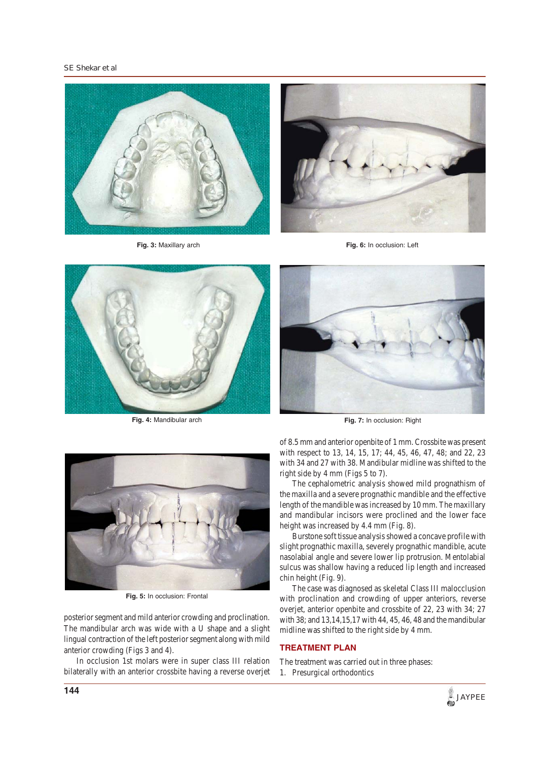Fig. 3: Maxillary arch

Fig. 6: In occlusion: Left

Fig. 4: Mandibular arch

Fig. 7: In occlusion: Right

Fig. 5: In occlusion: Frontal

posterior segment and mild anterior crowding and proclination. The mandibular arch was wide with a U shape and a slight lingual contraction of the left posterior segment along with mild anterior crowding (Figs 3 and 4).

In occlusion 1st molars were in super class III relation bilaterally with an anterior crossbite having a reverse overjet of 8.5 mm and anterior openbite of 1 mm. Crossbite was present with respect to 13, 14, 15, 17; 44, 45, 46, 47, 48; and 22, 23 with 34 and 27 with 38. Mandibular midline was shifted to the right side by 4 mm (Figs 5 to 7).

The cephalometric analysis showed mild prognathism of the maxilla and a severe prognathic mandible and the effective length of the mandible was increased by 10 mm. The maxillary and mandibular incisors were proclined and the lower face height was increased by 4.4 mm (Fig. 8).

Burstone soft tissue analysis showed a concave profile with slight prognathic maxilla, severely prognathic mandible, acute nasolabial angle and severe lower lip protrusion. Mentolabial sulcus was shallow having a reduced lip length and increased chin height (Fig. 9).

The case was diagnosed as skeletal Class III malocclusion with proclination and crowding of upper anteriors, reverse overjet, anterior openbite and crossbite of 22, 23 with 34; 27 with 38; and 13,14,15,17 with 44, 45, 46, 48 and the mandibular midline was shifted to the right side by 4 mm.

## TREATMENT PLAN

The treatment was carried out in three phases:

1. Presurgical orthodontics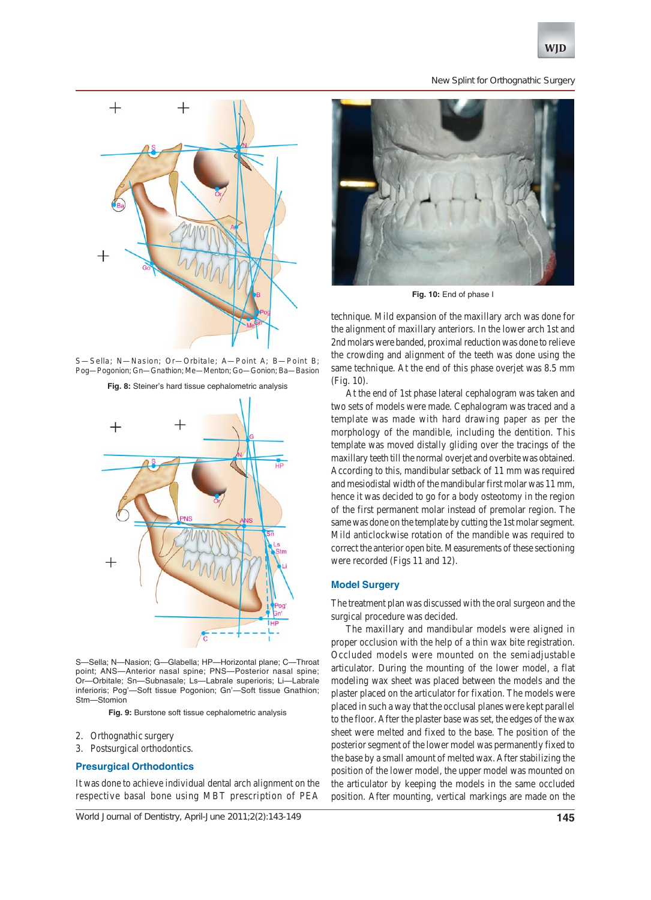S—Sella; N—Nasion; Or—Orbitale; A—Point A; B—Point B; Pog—Pogonion; Gn—Gnathion; Me—Menton; Go—Gonion; Ba—Basion

**Fig. 8:** Steiner's hard tissue cephalometric analysis

S—Sella; N—Nasion; G—Glabella; HP—Horizontal plane; C—Throat point; ANS—Anterior nasal spine; PNS—Posterior nasal spine; Or—Orbitale; Sn—Subnasale; Ls—Labrale superioris; Li—Labrale inferioris; Pog'—Soft tissue Pogonion; Gn'—Soft tissue Gnathion; Stm—Stomion

**Fig. 9:** Burstone soft tissue cephalometric analysis

2. Orthognathic surgery
3. Postsurgical orthodontics.

## Presurgical Orthodontics

It was done to achieve individual dental arch alignment on the respective basal bone using MBT prescription of PEA technique. Mild expansion of the maxillary arch was done for the alignment of maxillary anteriors. In the lower arch 1st and 2nd molars were banded, proximal reduction was done to relieve the crowding and alignment of the teeth was done using the same technique. At the end of this phase overjet was 8.5 mm (Fig. 10).

**Fig. 10:** End of phase I

At the end of 1st phase lateral cephalogram was taken and two sets of models were made. Cephalogram was traced and a template was made with hard drawing paper as per the morphology of the mandible, including the dentition. This template was moved distally gliding over the tracings of the maxillary teeth till the normal overjet and overbite was obtained. According to this, mandibular setback of 11 mm was required and mesiodistal width of the mandibular first molar was 11 mm, hence it was decided to go for a body osteotomy in the region of the first permanent molar instead of premolar region. The same was done on the template by cutting the 1st molar segment. Mild anticlockwise rotation of the mandible was required to correct the anterior open bite. Measurements of these sectioning were recorded (Figs 11 and 12).

## Model Surgery

The treatment plan was discussed with the oral surgeon and the surgical procedure was decided.

The maxillary and mandibular models were aligned in proper occlusion with the help of a thin wax bite registration. Occluded models were mounted on the semiadjustable articulator. During the mounting of the lower model, a flat modeling wax sheet was placed between the models and the plaster placed on the articulator for fixation. The models were placed in such a way that the occlusal planes were kept parallel to the floor. After the plaster base was set, the edges of the wax sheet were melted and fixed to the base. The position of the posterior segment of the lower model was permanently fixed to the base by a small amount of melted wax. After stabilizing the position of the lower model, the upper model was mounted on the articulator by keeping the models in the same occluded position. After mounting, vertical markings are made on the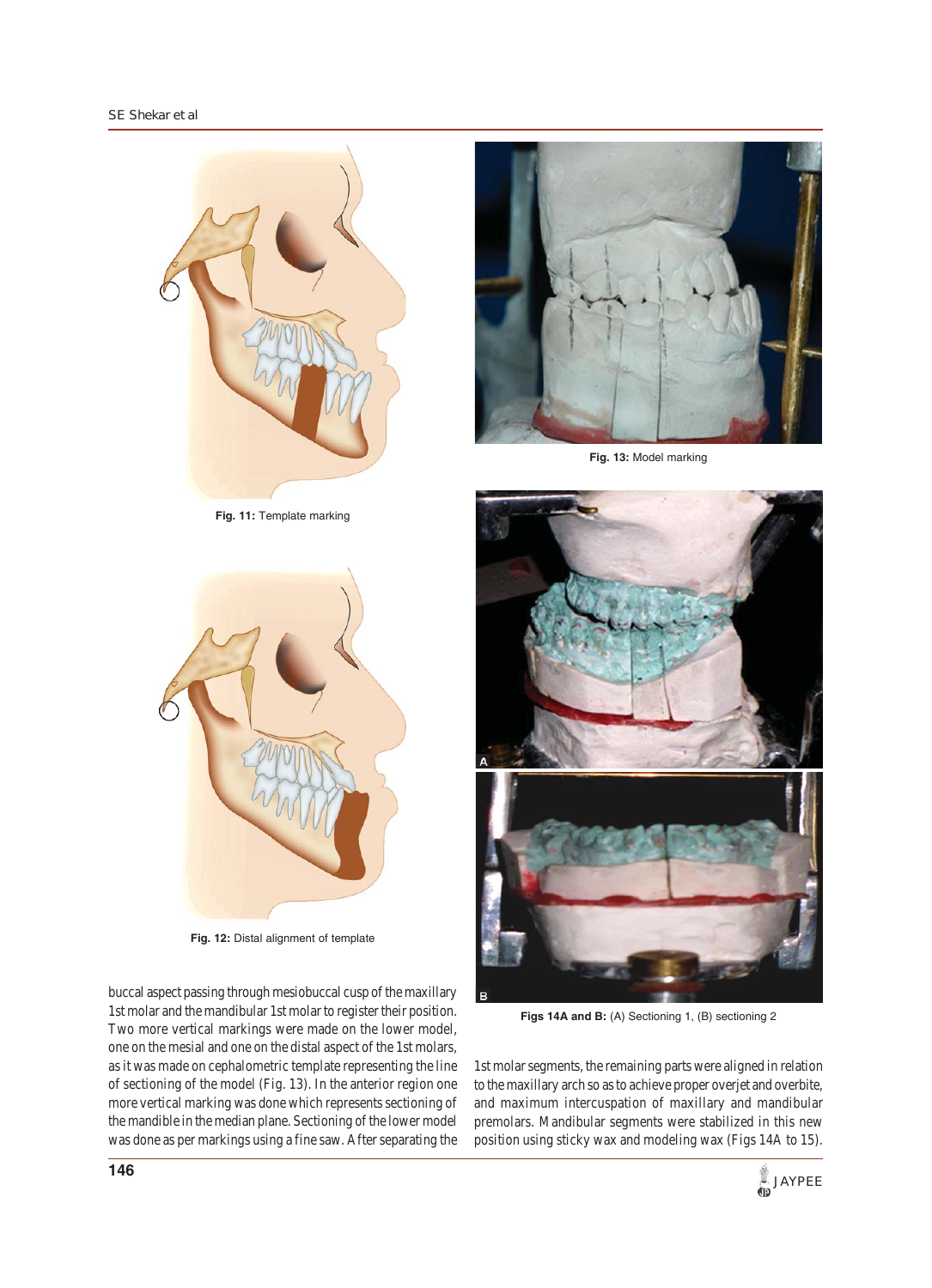Fig. 11: Template marking

Fig. 12: Distal alignment of template

Fig. 13: Model marking

Figs 14A and B: (A) Sectioning 1, (B) sectioning 2

buccal aspect passing through mesiobuccal cusp of the maxillary 1st molar and the mandibular 1st molar to register their position. Two more vertical markings were made on the lower model, one on the mesial and one on the distal aspect of the 1st molars, as it was made on cephalometric template representing the line of sectioning of the model (Fig. 13). In the anterior region one more vertical marking was done which represents sectioning of the mandible in the median plane. Sectioning of the lower model was done as per markings using a fine saw. After separating the 1st molar segments, the remaining parts were aligned in relation to the maxillary arch so as to achieve proper overjet and overbite, and maximum intercuspation of maxillary and mandibular premolars. Mandibular segments were stabilized in this new position using sticky wax and modeling wax (Figs 14A to 15).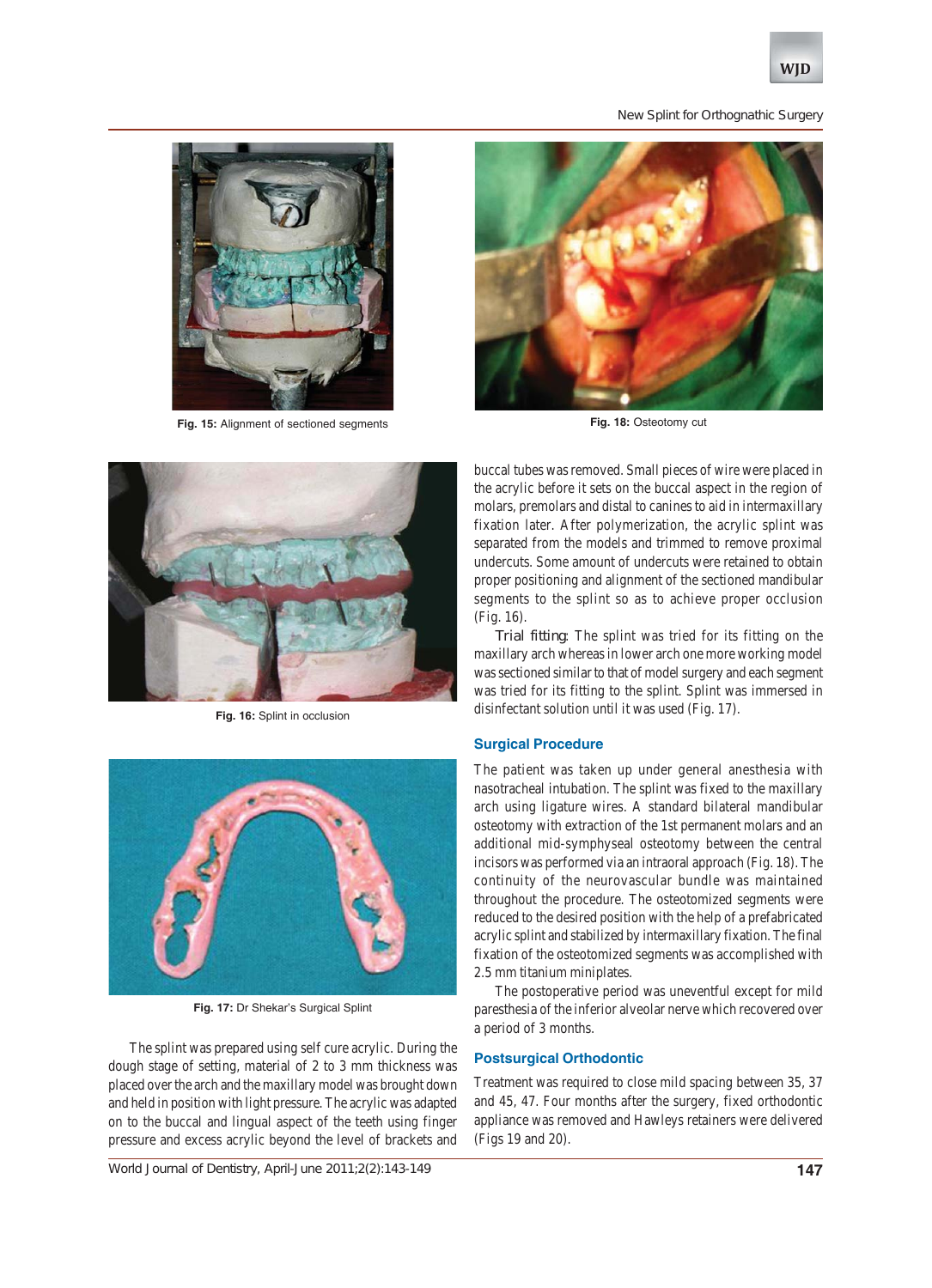Fig. 15: Alignment of sectioned segments

Fig. 18: Osteotomy cut

Fig. 16: Splint in occlusion

Fig. 17: Dr Shekar's Surgical Splint

The splint was prepared using self cure acrylic. During the dough stage of setting, material of 2 to 3 mm thickness was placed over the arch and the maxillary model was brought down and held in position with light pressure. The acrylic was adapted on to the buccal and lingual aspect of the teeth using finger pressure and excess acrylic beyond the level of brackets and buccal tubes was removed. Small pieces of wire were placed in the acrylic before it sets on the buccal aspect in the region of molars, premolars and distal to canines to aid in intermaxillary fixation later. After polymerization, the acrylic splint was separated from the models and trimmed to remove proximal undercuts. Some amount of undercuts were retained to obtain proper positioning and alignment of the sectioned mandibular segments to the splint so as to achieve proper occlusion (Fig. 16).

Trial fitting: The splint was tried for its fitting on the maxillary arch whereas in lower arch one more working model was sectioned similar to that of model surgery and each segment was tried for its fitting to the splint. Splint was immersed in disinfectant solution until it was used (Fig. 17).

## Surgical Procedure

The patient was taken up under general anesthesia with nasotracheal intubation. The splint was fixed to the maxillary arch using ligature wires. A standard bilateral mandibular osteotomy with extraction of the 1st permanent molars and an additional mid-symphyseal osteotomy between the central incisors was performed via an intraoral approach (Fig. 18). The continuity of the neurovascular bundle was maintained throughout the procedure. The osteotomized segments were reduced to the desired position with the help of a prefabricated acrylic splint and stabilized by intermaxillary fixation. The final fixation of the osteotomized segments was accomplished with 2.5 mm titanium miniplates.

The postoperative period was uneventful except for mild paresthesia of the inferior alveolar nerve which recovered over a period of 3 months.

## Postsurgical Orthodontic

Treatment was required to close mild spacing between 35, 37 and 45, 47. Four months after the surgery, fixed orthodontic appliance was removed and Hawleys retainers were delivered (Figs 19 and 20).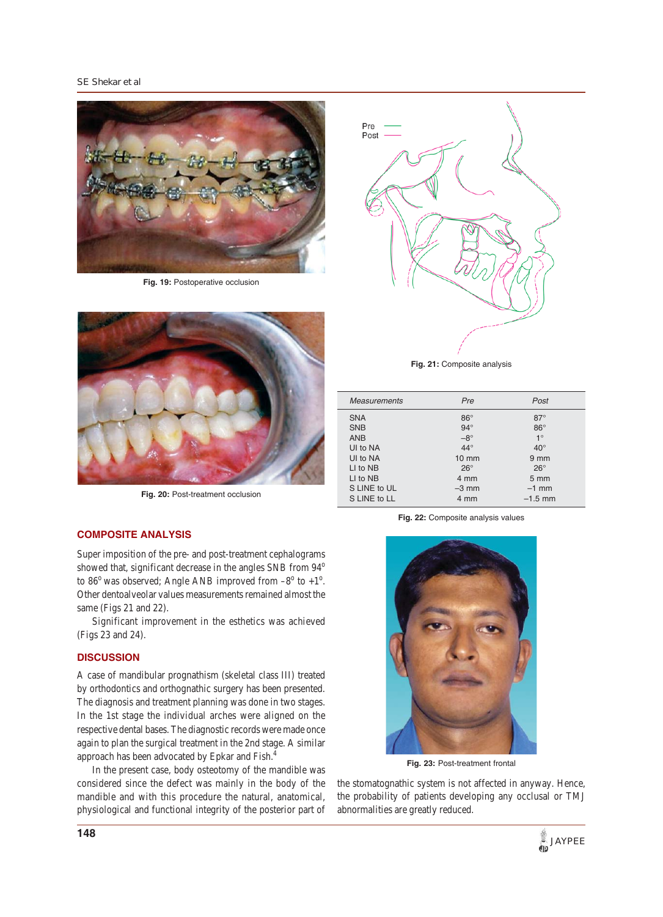Fig. 19: Postoperative occlusion

Fig. 20: Post-treatment occlusion

Fig. 21: Composite analysis

| Measurements | Pre | Post |
|---|---|---|
| SNA | 86° | 87° |
| SNB | 94° | 86° |
| ANB | –8° | 1° |
| UI to NA | 44° | 40° |
| UI to NA | 10 mm | 9 mm |
| LI to NB | 26° | 26° |
| LI to NB | 4 mm | 5 mm |
| S LINE to UL | –3 mm | –1 mm |
| S LINE to LL | 4 mm | –1.5 mm |

Fig. 22: Composite analysis values

## COMPOSITE ANALYSIS

Super imposition of the pre- and post-treatment cephalograms showed that, significant decrease in the angles SNB from 94° to 86° was observed; Angle ANB improved from –8° to +1°. Other dentoalveolar values measurements remained almost the same (Figs 21 and 22).

Significant improvement in the esthetics was achieved (Figs 23 and 24).

## DISCUSSION

A case of mandibular prognathism (skeletal class III) treated by orthodontics and orthognathic surgery has been presented. The diagnosis and treatment planning was done in two stages. In the 1st stage the individual arches were aligned on the respective dental bases. The diagnostic records were made once again to plan the surgical treatment in the 2nd stage. A similar approach has been advocated by Epkar and Fish.[4]

In the present case, body osteotomy of the mandible was considered since the defect was mainly in the body of the mandible and with this procedure the natural, anatomical, physiological and functional integrity of the posterior part of the stomatognathic system is not affected in anyway. Hence, the probability of patients developing any occlusal or TMJ abnormalities are greatly reduced.

Fig. 23: Post-treatment frontal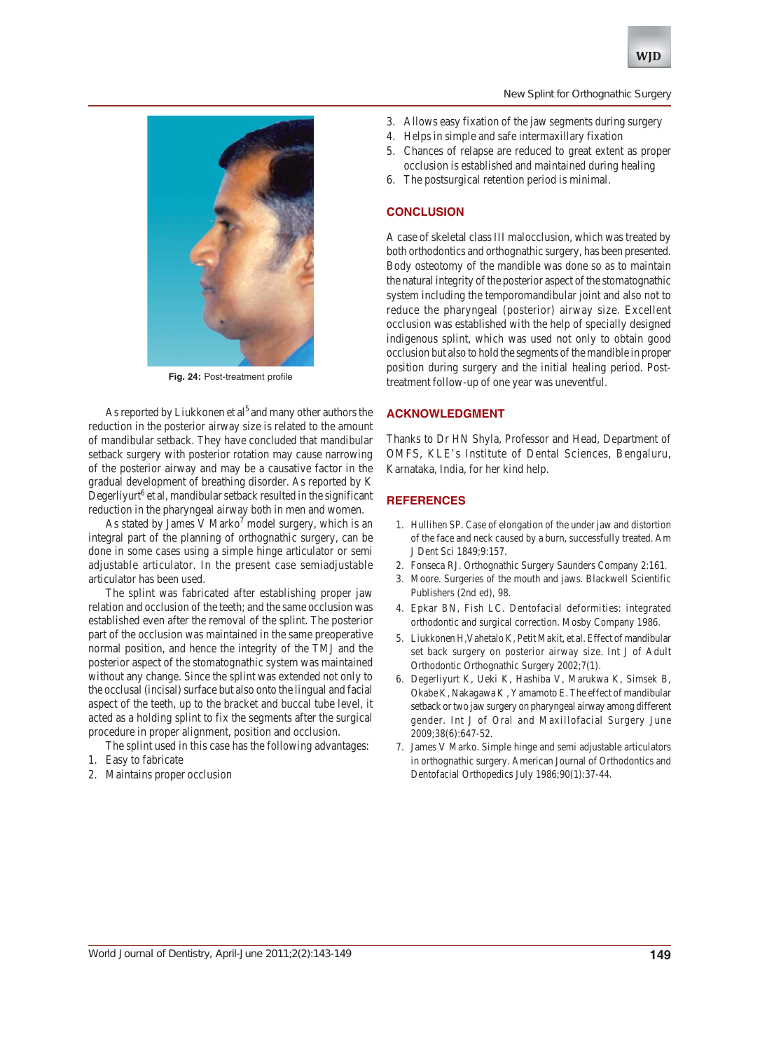Fig. 24: Post-treatment profile

As reported by Liukkonen et al[5] and many other authors the reduction in the posterior airway size is related to the amount of mandibular setback. They have concluded that mandibular setback surgery with posterior rotation may cause narrowing of the posterior airway and may be a causative factor in the gradual development of breathing disorder. As reported by K Degerliyurt[6] et al, mandibular setback resulted in the significant reduction in the pharyngeal airway both in men and women.

As stated by James V Marko[7] model surgery, which is an integral part of the planning of orthognathic surgery, can be done in some cases using a simple hinge articulator or semi adjustable articulator. In the present case semiadjustable articulator has been used.

The splint was fabricated after establishing proper jaw relation and occlusion of the teeth; and the same occlusion was established even after the removal of the splint. The posterior part of the occlusion was maintained in the same preoperative normal position, and hence the integrity of the TMJ and the posterior aspect of the stomatognathic system was maintained without any change. Since the splint was extended not only to the occlusal (incisal) surface but also onto the lingual and facial aspect of the teeth, up to the bracket and buccal tube level, it acted as a holding splint to fix the segments after the surgical procedure in proper alignment, position and occlusion.

The splint used in this case has the following advantages:

1. Easy to fabricate
2. Maintains proper occlusion
3. Allows easy fixation of the jaw segments during surgery
4. Helps in simple and safe intermaxillary fixation
5. Chances of relapse are reduced to great extent as proper occlusion is established and maintained during healing
6. The postsurgical retention period is minimal.

## CONCLUSION

A case of skeletal class III malocclusion, which was treated by both orthodontics and orthognathic surgery, has been presented. Body osteotomy of the mandible was done so as to maintain the natural integrity of the posterior aspect of the stomatognathic system including the temporomandibular joint and also not to reduce the pharyngeal (posterior) airway size. Excellent occlusion was established with the help of specially designed indigenous splint, which was used not only to obtain good occlusion but also to hold the segments of the mandible in proper position during surgery and the initial healing period. Post-treatment follow-up of one year was uneventful.

## ACKNOWLEDGMENT

Thanks to Dr HN Shyla, Professor and Head, Department of OMFS, KLE's Institute of Dental Sciences, Bengaluru, Karnataka, India, for her kind help.

## REFERENCES

1. Hullihen SP. Case of elongation of the under jaw and distortion of the face and neck caused by a burn, successfully treated. Am J Dent Sci 1849;9:157.
2. Fonseca RJ. Orthognathic Surgery Saunders Company 2:161.
3. Moore. Surgeries of the mouth and jaws. Blackwell Scientific Publishers (2nd ed), 98.
4. Epkar BN, Fish LC. Dentofacial deformities: integrated orthodontic and surgical correction. Mosby Company 1986.
5. Liukkonen H,Vahetalo K, Petit Makit, et al. Effect of mandibular set back surgery on posterior airway size. Int J of Adult Orthodontic Orthognathic Surgery 2002;7(1).
6. Degerliyurt K, Ueki K, Hashiba V, Marukwa K, Simsek B, Okabe K, Nakagawa K , Yamamoto E. The effect of mandibular setback or two jaw surgery on pharyngeal airway among different gender. Int J of Oral and Maxillofacial Surgery June 2009;38(6):647-52.
7. James V Marko. Simple hinge and semi adjustable articulators in orthognathic surgery. American Journal of Orthodontics and Dentofacial Orthopedics July 1986;90(1):37-44.